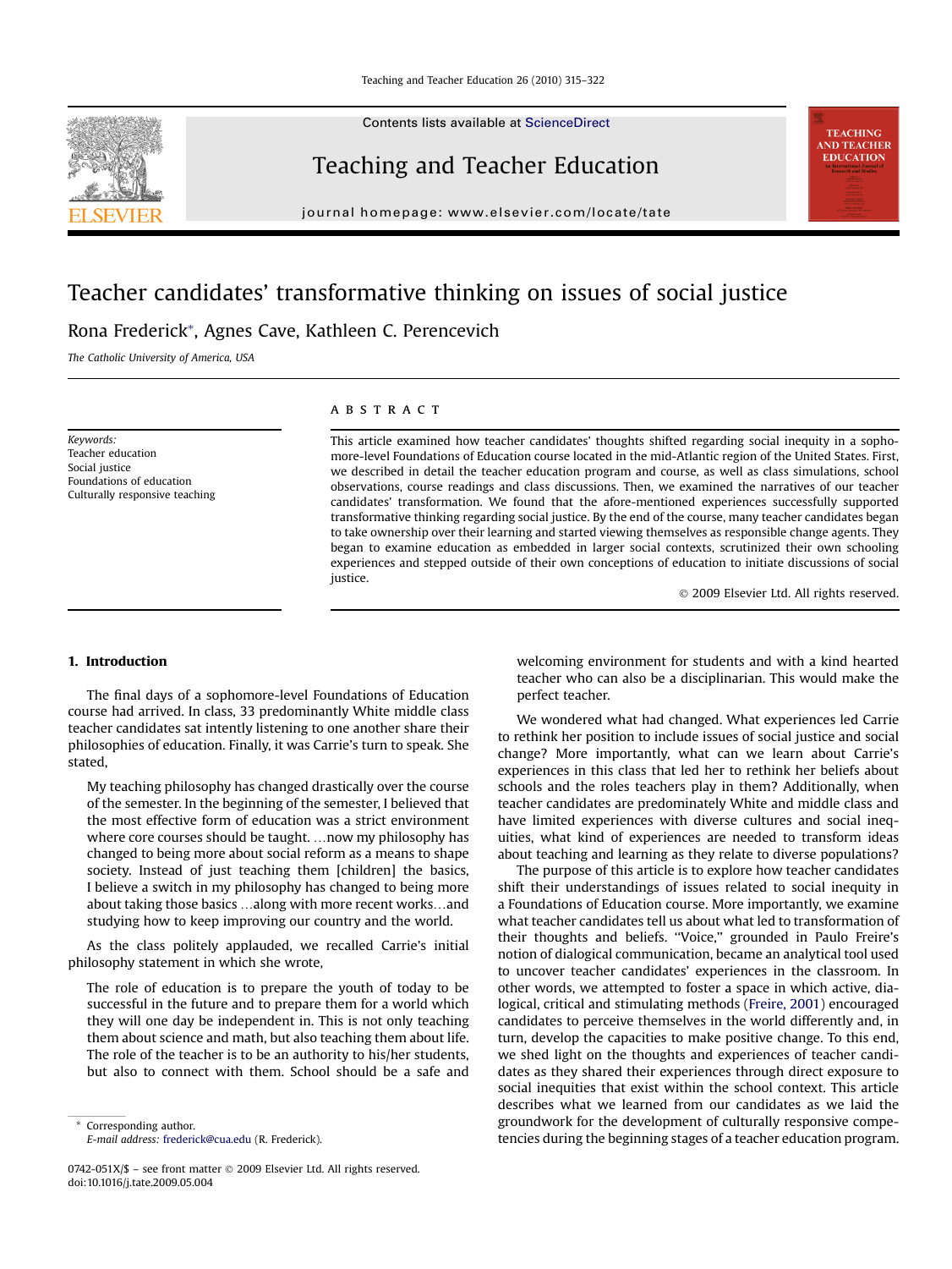# Teacher candidates' transformative thinking on issues of social justice

Rona Frederick*, Agnes Cave, Kathleen C. Perencevich

*The Catholic University of America, USA*

*Keywords:*
Teacher education
Social justice
Foundations of education
Culturally responsive teaching

## ABSTRACT

This article examined how teacher candidates' thoughts shifted regarding social inequity in a sophomore-level Foundations of Education course located in the mid-Atlantic region of the United States. First, we described in detail the teacher education program and course, as well as class simulations, school observations, course readings and class discussions. Then, we examined the narratives of our teacher candidates' transformation. We found that the afore-mentioned experiences successfully supported transformative thinking regarding social justice. By the end of the course, many teacher candidates began to take ownership over their learning and started viewing themselves as responsible change agents. They began to examine education as embedded in larger social contexts, scrutinized their own schooling experiences and stepped outside of their own conceptions of education to initiate discussions of social justice.

© 2009 Elsevier Ltd. All rights reserved.

## 1. Introduction

The final days of a sophomore-level Foundations of Education course had arrived. In class, 33 predominantly White middle class teacher candidates sat intently listening to one another share their philosophies of education. Finally, it was Carrie's turn to speak. She stated,

> My teaching philosophy has changed drastically over the course of the semester. In the beginning of the semester, I believed that the most effective form of education was a strict environment where core courses should be taught. …now my philosophy has changed to being more about social reform as a means to shape society. Instead of just teaching them [children] the basics, I believe a switch in my philosophy has changed to being more about taking those basics …along with more recent works…and studying how to keep improving our country and the world.

As the class politely applauded, we recalled Carrie's initial philosophy statement in which she wrote,

> The role of education is to prepare the youth of today to be successful in the future and to prepare them for a world which they will one day be independent in. This is not only teaching them about science and math, but also teaching them about life. The role of the teacher is to be an authority to his/her students, but also to connect with them. School should be a safe and welcoming environment for students and with a kind hearted teacher who can also be a disciplinarian. This would make the perfect teacher.

We wondered what had changed. What experiences led Carrie to rethink her position to include issues of social justice and social change? More importantly, what can we learn about Carrie's experiences in this class that led her to rethink her beliefs about schools and the roles teachers play in them? Additionally, when teacher candidates are predominately White and middle class and have limited experiences with diverse cultures and social inequities, what kind of experiences are needed to transform ideas about teaching and learning as they relate to diverse populations?

The purpose of this article is to explore how teacher candidates shift their understandings of issues related to social inequity in a Foundations of Education course. More importantly, we examine what teacher candidates tell us about what led to transformation of their thoughts and beliefs. "Voice," grounded in Paulo Freire's notion of dialogical communication, became an analytical tool used to uncover teacher candidates' experiences in the classroom. In other words, we attempted to foster a space in which active, dialogical, critical and stimulating methods (Freire, 2001) encouraged candidates to perceive themselves in the world differently and, in turn, develop the capacities to make positive change. To this end, we shed light on the thoughts and experiences of teacher candidates as they shared their experiences through direct exposure to social inequities that exist within the school context. This article describes what we learned from our candidates as we laid the groundwork for the development of culturally responsive competencies during the beginning stages of a teacher education program.

\* Corresponding author.
*E-mail address:* frederick@cua.edu (R. Frederick).

0742-051X/$ – see front matter © 2009 Elsevier Ltd. All rights reserved.
doi:10.1016/j.tate.2009.05.004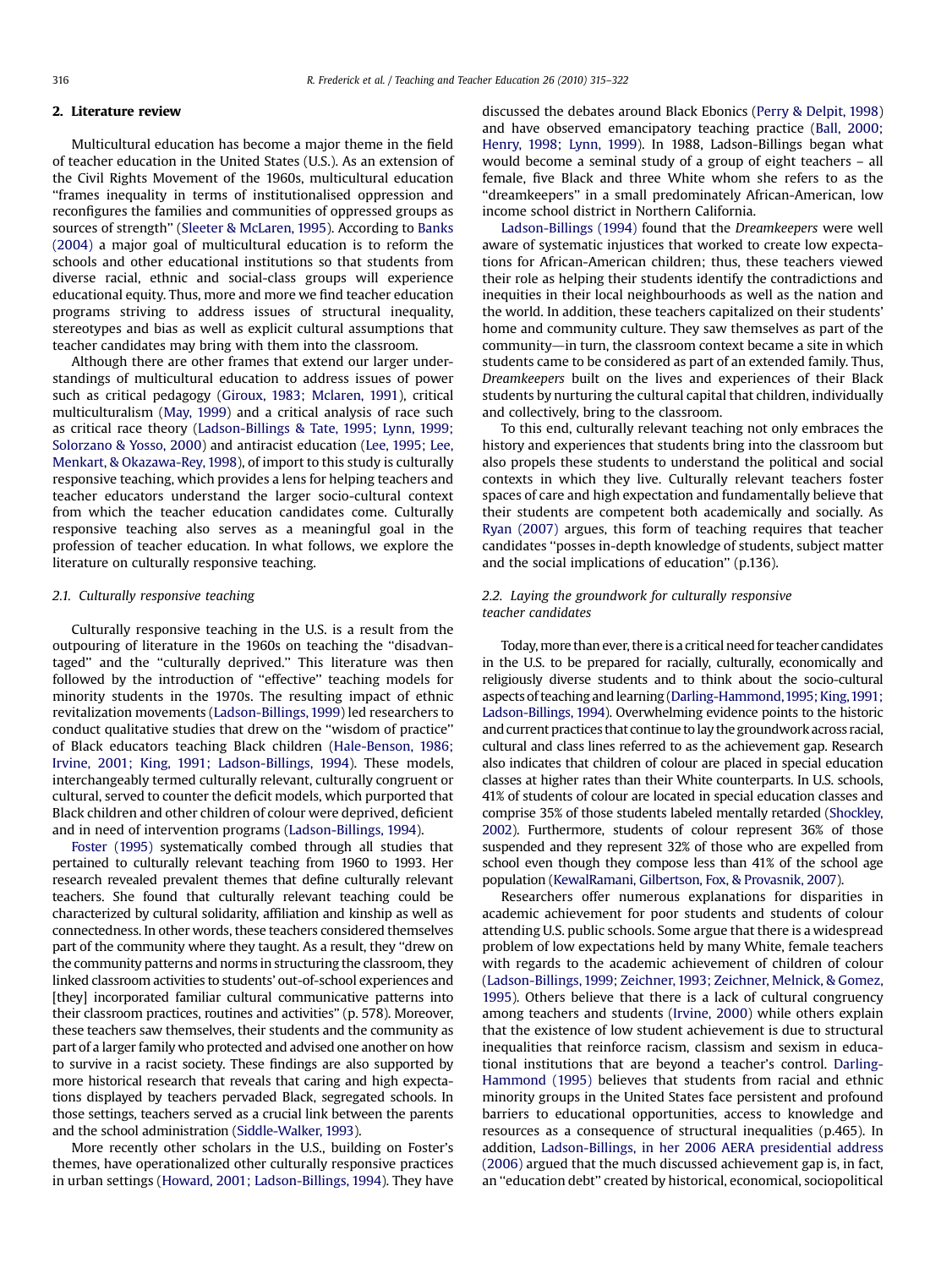## 2. Literature review

Multicultural education has become a major theme in the field of teacher education in the United States (U.S.). As an extension of the Civil Rights Movement of the 1960s, multicultural education "frames inequality in terms of institutionalised oppression and reconfigures the families and communities of oppressed groups as sources of strength" (Sleeter & McLaren, 1995). According to Banks (2004) a major goal of multicultural education is to reform the schools and other educational institutions so that students from diverse racial, ethnic and social-class groups will experience educational equity. Thus, more and more we find teacher education programs striving to address issues of structural inequality, stereotypes and bias as well as explicit cultural assumptions that teacher candidates may bring with them into the classroom.

Although there are other frames that extend our larger understandings of multicultural education to address issues of power such as critical pedagogy (Giroux, 1983; Mclaren, 1991), critical multiculturalism (May, 1999) and a critical analysis of race such as critical race theory (Ladson-Billings & Tate, 1995; Lynn, 1999; Solorzano & Yosso, 2000) and antiracist education (Lee, 1995; Lee, Menkart, & Okazawa-Rey, 1998), of import to this study is culturally responsive teaching, which provides a lens for helping teachers and teacher educators understand the larger socio-cultural context from which the teacher education candidates come. Culturally responsive teaching also serves as a meaningful goal in the profession of teacher education. In what follows, we explore the literature on culturally responsive teaching.

### 2.1. Culturally responsive teaching

Culturally responsive teaching in the U.S. is a result from the outpouring of literature in the 1960s on teaching the "disadvantaged" and the "culturally deprived." This literature was then followed by the introduction of "effective" teaching models for minority students in the 1970s. The resulting impact of ethnic revitalization movements (Ladson-Billings, 1999) led researchers to conduct qualitative studies that drew on the "wisdom of practice" of Black educators teaching Black children (Hale-Benson, 1986; Irvine, 2001; King, 1991; Ladson-Billings, 1994). These models, interchangeably termed culturally relevant, culturally congruent or cultural, served to counter the deficit models, which purported that Black children and other children of colour were deprived, deficient and in need of intervention programs (Ladson-Billings, 1994).

Foster (1995) systematically combed through all studies that pertained to culturally relevant teaching from 1960 to 1993. Her research revealed prevalent themes that define culturally relevant teachers. She found that culturally relevant teaching could be characterized by cultural solidarity, affiliation and kinship as well as connectedness. In other words, these teachers considered themselves part of the community where they taught. As a result, they "drew on the community patterns and norms in structuring the classroom, they linked classroom activities to students' out-of-school experiences and [they] incorporated familiar cultural communicative patterns into their classroom practices, routines and activities" (p. 578). Moreover, these teachers saw themselves, their students and the community as part of a larger family who protected and advised one another on how to survive in a racist society. These findings are also supported by more historical research that reveals that caring and high expectations displayed by teachers pervaded Black, segregated schools. In those settings, teachers served as a crucial link between the parents and the school administration (Siddle-Walker, 1993).

More recently other scholars in the U.S., building on Foster's themes, have operationalized other culturally responsive practices in urban settings (Howard, 2001; Ladson-Billings, 1994). They have discussed the debates around Black Ebonics (Perry & Delpit, 1998) and have observed emancipatory teaching practice (Ball, 2000; Henry, 1998; Lynn, 1999). In 1988, Ladson-Billings began what would become a seminal study of a group of eight teachers – all female, five Black and three White whom she refers to as the "dreamkeepers" in a small predominately African-American, low income school district in Northern California.

Ladson-Billings (1994) found that the *Dreamkeepers* were well aware of systematic injustices that worked to create low expectations for African-American children; thus, these teachers viewed their role as helping their students identify the contradictions and inequities in their local neighbourhoods as well as the nation and the world. In addition, these teachers capitalized on their students' home and community culture. They saw themselves as part of the community—in turn, the classroom context became a site in which students came to be considered as part of an extended family. Thus, *Dreamkeepers* built on the lives and experiences of their Black students by nurturing the cultural capital that children, individually and collectively, bring to the classroom.

To this end, culturally relevant teaching not only embraces the history and experiences that students bring into the classroom but also propels these students to understand the political and social contexts in which they live. Culturally relevant teachers foster spaces of care and high expectation and fundamentally believe that their students are competent both academically and socially. As Ryan (2007) argues, this form of teaching requires that teacher candidates "posses in-depth knowledge of students, subject matter and the social implications of education" (p.136).

### 2.2. Laying the groundwork for culturally responsive teacher candidates

Today, more than ever, there is a critical need for teacher candidates in the U.S. to be prepared for racially, culturally, economically and religiously diverse students and to think about the socio-cultural aspects of teaching and learning (Darling-Hammond, 1995; King, 1991; Ladson-Billings, 1994). Overwhelming evidence points to the historic and current practices that continue to lay the groundwork across racial, cultural and class lines referred to as the achievement gap. Research also indicates that children of colour are placed in special education classes at higher rates than their White counterparts. In U.S. schools, 41% of students of colour are located in special education classes and comprise 35% of those students labeled mentally retarded (Shockley, 2002). Furthermore, students of colour represent 36% of those suspended and they represent 32% of those who are expelled from school even though they compose less than 41% of the school age population (KewalRamani, Gilbertson, Fox, & Provasnik, 2007).

Researchers offer numerous explanations for disparities in academic achievement for poor students and students of colour attending U.S. public schools. Some argue that there is a widespread problem of low expectations held by many White, female teachers with regards to the academic achievement of children of colour (Ladson-Billings, 1999; Zeichner, 1993; Zeichner, Melnick, & Gomez, 1995). Others believe that there is a lack of cultural congruency among teachers and students (Irvine, 2000) while others explain that the existence of low student achievement is due to structural inequalities that reinforce racism, classism and sexism in educational institutions that are beyond a teacher's control. Darling-Hammond (1995) believes that students from racial and ethnic minority groups in the United States face persistent and profound barriers to educational opportunities, access to knowledge and resources as a consequence of structural inequalities (p.465). In addition, Ladson-Billings, in her 2006 AERA presidential address (2006) argued that the much discussed achievement gap is, in fact, an "education debt" created by historical, economical, sociopolitical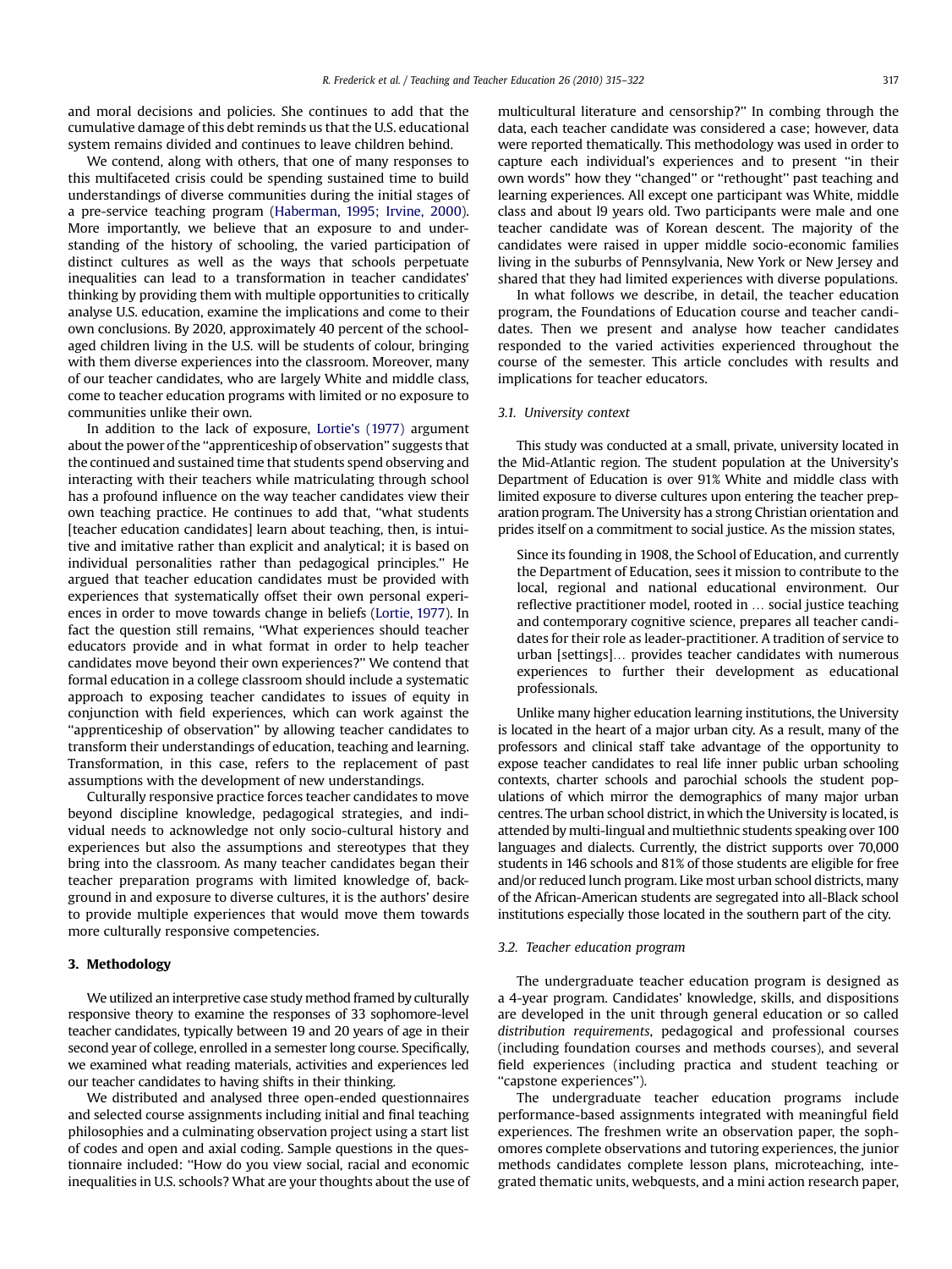and moral decisions and policies. She continues to add that the cumulative damage of this debt reminds us that the U.S. educational system remains divided and continues to leave children behind.

We contend, along with others, that one of many responses to this multifaceted crisis could be spending sustained time to build understandings of diverse communities during the initial stages of a pre-service teaching program (Haberman, 1995; Irvine, 2000). More importantly, we believe that an exposure to and understanding of the history of schooling, the varied participation of distinct cultures as well as the ways that schools perpetuate inequalities can lead to a transformation in teacher candidates' thinking by providing them with multiple opportunities to critically analyse U.S. education, examine the implications and come to their own conclusions. By 2020, approximately 40 percent of the school-aged children living in the U.S. will be students of colour, bringing with them diverse experiences into the classroom. Moreover, many of our teacher candidates, who are largely White and middle class, come to teacher education programs with limited or no exposure to communities unlike their own.

In addition to the lack of exposure, Lortie's (1977) argument about the power of the "apprenticeship of observation" suggests that the continued and sustained time that students spend observing and interacting with their teachers while matriculating through school has a profound influence on the way teacher candidates view their own teaching practice. He continues to add that, "what students [teacher education candidates] learn about teaching, then, is intuitive and imitative rather than explicit and analytical; it is based on individual personalities rather than pedagogical principles." He argued that teacher education candidates must be provided with experiences that systematically offset their own personal experiences in order to move towards change in beliefs (Lortie, 1977). In fact the question still remains, "What experiences should teacher educators provide and in what format in order to help teacher candidates move beyond their own experiences?" We contend that formal education in a college classroom should include a systematic approach to exposing teacher candidates to issues of equity in conjunction with field experiences, which can work against the "apprenticeship of observation" by allowing teacher candidates to transform their understandings of education, teaching and learning. Transformation, in this case, refers to the replacement of past assumptions with the development of new understandings.

Culturally responsive practice forces teacher candidates to move beyond discipline knowledge, pedagogical strategies, and individual needs to acknowledge not only socio-cultural history and experiences but also the assumptions and stereotypes that they bring into the classroom. As many teacher candidates began their teacher preparation programs with limited knowledge of, background in and exposure to diverse cultures, it is the authors' desire to provide multiple experiences that would move them towards more culturally responsive competencies.

## 3. Methodology

We utilized an interpretive case study method framed by culturally responsive theory to examine the responses of 33 sophomore-level teacher candidates, typically between 19 and 20 years of age in their second year of college, enrolled in a semester long course. Specifically, we examined what reading materials, activities and experiences led our teacher candidates to having shifts in their thinking.

We distributed and analysed three open-ended questionnaires and selected course assignments including initial and final teaching philosophies and a culminating observation project using a start list of codes and open and axial coding. Sample questions in the questionnaire included: "How do you view social, racial and economic inequalities in U.S. schools? What are your thoughts about the use of multicultural literature and censorship?" In combing through the data, each teacher candidate was considered a case; however, data were reported thematically. This methodology was used in order to capture each individual's experiences and to present "in their own words" how they "changed" or "rethought" past teaching and learning experiences. All except one participant was White, middle class and about l9 years old. Two participants were male and one teacher candidate was of Korean descent. The majority of the candidates were raised in upper middle socio-economic families living in the suburbs of Pennsylvania, New York or New Jersey and shared that they had limited experiences with diverse populations.

In what follows we describe, in detail, the teacher education program, the Foundations of Education course and teacher candidates. Then we present and analyse how teacher candidates responded to the varied activities experienced throughout the course of the semester. This article concludes with results and implications for teacher educators.

### 3.1. University context

This study was conducted at a small, private, university located in the Mid-Atlantic region. The student population at the University's Department of Education is over 91% White and middle class with limited exposure to diverse cultures upon entering the teacher preparation program. The University has a strong Christian orientation and prides itself on a commitment to social justice. As the mission states,

> Since its founding in 1908, the School of Education, and currently the Department of Education, sees it mission to contribute to the local, regional and national educational environment. Our reflective practitioner model, rooted in … social justice teaching and contemporary cognitive science, prepares all teacher candidates for their role as leader-practitioner. A tradition of service to urban [settings]… provides teacher candidates with numerous experiences to further their development as educational professionals.

Unlike many higher education learning institutions, the University is located in the heart of a major urban city. As a result, many of the professors and clinical staff take advantage of the opportunity to expose teacher candidates to real life inner public urban schooling contexts, charter schools and parochial schools the student populations of which mirror the demographics of many major urban centres. The urban school district, in which the University is located, is attended by multi-lingual and multiethnic students speaking over 100 languages and dialects. Currently, the district supports over 70,000 students in 146 schools and 81% of those students are eligible for free and/or reduced lunch program. Like most urban school districts, many of the African-American students are segregated into all-Black school institutions especially those located in the southern part of the city.

### 3.2. Teacher education program

The undergraduate teacher education program is designed as a 4-year program. Candidates' knowledge, skills, and dispositions are developed in the unit through general education or so called *distribution requirements*, pedagogical and professional courses (including foundation courses and methods courses), and several field experiences (including practica and student teaching or "capstone experiences").

The undergraduate teacher education programs include performance-based assignments integrated with meaningful field experiences. The freshmen write an observation paper, the sophomores complete observations and tutoring experiences, the junior methods candidates complete lesson plans, microteaching, integrated thematic units, webquests, and a mini action research paper,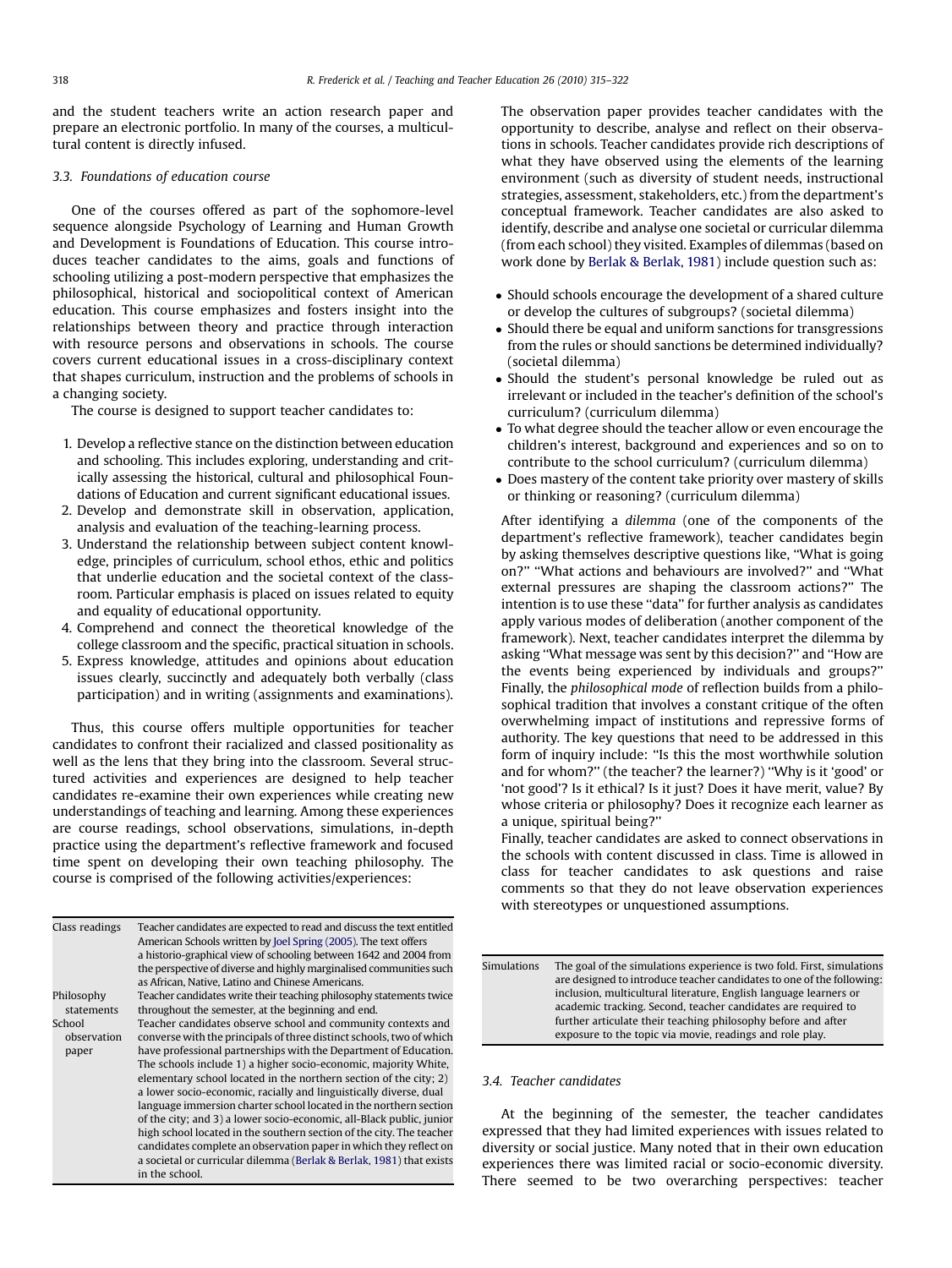and the student teachers write an action research paper and prepare an electronic portfolio. In many of the courses, a multicultural content is directly infused.

### 3.3. Foundations of education course

One of the courses offered as part of the sophomore-level sequence alongside Psychology of Learning and Human Growth and Development is Foundations of Education. This course introduces teacher candidates to the aims, goals and functions of schooling utilizing a post-modern perspective that emphasizes the philosophical, historical and sociopolitical context of American education. This course emphasizes and fosters insight into the relationships between theory and practice through interaction with resource persons and observations in schools. The course covers current educational issues in a cross-disciplinary context that shapes curriculum, instruction and the problems of schools in a changing society.

The course is designed to support teacher candidates to:

1. Develop a reflective stance on the distinction between education and schooling. This includes exploring, understanding and critically assessing the historical, cultural and philosophical Foundations of Education and current significant educational issues.
2. Develop and demonstrate skill in observation, application, analysis and evaluation of the teaching-learning process.
3. Understand the relationship between subject content knowledge, principles of curriculum, school ethos, ethic and politics that underlie education and the societal context of the classroom. Particular emphasis is placed on issues related to equity and equality of educational opportunity.
4. Comprehend and connect the theoretical knowledge of the college classroom and the specific, practical situation in schools.
5. Express knowledge, attitudes and opinions about education issues clearly, succinctly and adequately both verbally (class participation) and in writing (assignments and examinations).

Thus, this course offers multiple opportunities for teacher candidates to confront their racialized and classed positionality as well as the lens that they bring into the classroom. Several structured activities and experiences are designed to help teacher candidates re-examine their own experiences while creating new understandings of teaching and learning. Among these experiences are course readings, school observations, simulations, in-depth practice using the department's reflective framework and focused time spent on developing their own teaching philosophy. The course is comprised of the following activities/experiences:

| | |
|---|---|
| Class readings | Teacher candidates are expected to read and discuss the text entitled American Schools written by Joel Spring (2005). The text offers a historio-graphical view of schooling between 1642 and 2004 from the perspective of diverse and highly marginalised communities such as African, Native, Latino and Chinese Americans. |
| Philosophy statements | Teacher candidates write their teaching philosophy statements twice throughout the semester, at the beginning and end. |
| School observation paper | Teacher candidates observe school and community contexts and converse with the principals of three distinct schools, two of which have professional partnerships with the Department of Education. The schools include 1) a higher socio-economic, majority White, elementary school located in the northern section of the city; 2) a lower socio-economic, racially and linguistically diverse, dual language immersion charter school located in the northern section of the city; and 3) a lower socio-economic, all-Black public, junior high school located in the southern section of the city. The teacher candidates complete an observation paper in which they reflect on a societal or curricular dilemma (Berlak & Berlak, 1981) that exists in the school. |

The observation paper provides teacher candidates with the opportunity to describe, analyse and reflect on their observations in schools. Teacher candidates provide rich descriptions of what they have observed using the elements of the learning environment (such as diversity of student needs, instructional strategies, assessment, stakeholders, etc.) from the department's conceptual framework. Teacher candidates are also asked to identify, describe and analyse one societal or curricular dilemma (from each school) they visited. Examples of dilemmas (based on work done by Berlak & Berlak, 1981) include question such as:

- Should schools encourage the development of a shared culture or develop the cultures of subgroups? (societal dilemma)
- Should there be equal and uniform sanctions for transgressions from the rules or should sanctions be determined individually? (societal dilemma)
- Should the student's personal knowledge be ruled out as irrelevant or included in the teacher's definition of the school's curriculum? (curriculum dilemma)
- To what degree should the teacher allow or even encourage the children's interest, background and experiences and so on to contribute to the school curriculum? (curriculum dilemma)
- Does mastery of the content take priority over mastery of skills or thinking or reasoning? (curriculum dilemma)

After identifying a *dilemma* (one of the components of the department's reflective framework), teacher candidates begin by asking themselves descriptive questions like, "What is going on?" "What actions and behaviours are involved?" and "What external pressures are shaping the classroom actions?" The intention is to use these "data" for further analysis as candidates apply various modes of deliberation (another component of the framework). Next, teacher candidates interpret the dilemma by asking "What message was sent by this decision?" and "How are the events being experienced by individuals and groups?" Finally, the *philosophical mode* of reflection builds from a philosophical tradition that involves a constant critique of the often overwhelming impact of institutions and repressive forms of authority. The key questions that need to be addressed in this form of inquiry include: "Is this the most worthwhile solution and for whom?" (the teacher? the learner?) "Why is it 'good' or 'not good'? Is it ethical? Is it just? Does it have merit, value? By whose criteria or philosophy? Does it recognize each learner as a unique, spiritual being?"

Finally, teacher candidates are asked to connect observations in the schools with content discussed in class. Time is allowed in class for teacher candidates to ask questions and raise comments so that they do not leave observation experiences with stereotypes or unquestioned assumptions.

| | |
|---|---|
| Simulations | The goal of the simulations experience is two fold. First, simulations are designed to introduce teacher candidates to one of the following: inclusion, multicultural literature, English language learners or academic tracking. Second, teacher candidates are required to further articulate their teaching philosophy before and after exposure to the topic via movie, readings and role play. |

### 3.4. Teacher candidates

At the beginning of the semester, the teacher candidates expressed that they had limited experiences with issues related to diversity or social justice. Many noted that in their own education experiences there was limited racial or socio-economic diversity. There seemed to be two overarching perspectives: teacher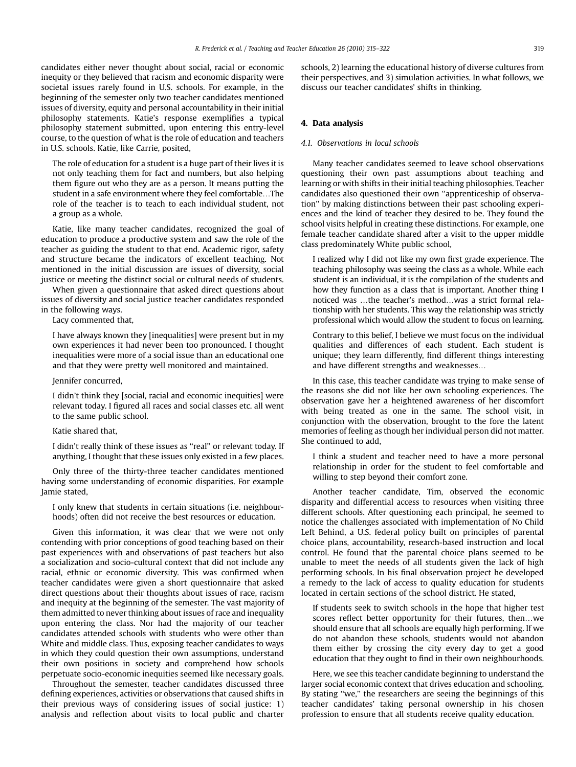candidates either never thought about social, racial or economic inequity or they believed that racism and economic disparity were societal issues rarely found in U.S. schools. For example, in the beginning of the semester only two teacher candidates mentioned issues of diversity, equity and personal accountability in their initial philosophy statements. Katie's response exemplifies a typical philosophy statement submitted, upon entering this entry-level course, to the question of what is the role of education and teachers in U.S. schools. Katie, like Carrie, posited,

> The role of education for a student is a huge part of their lives it is not only teaching them for fact and numbers, but also helping them figure out who they are as a person. It means putting the student in a safe environment where they feel comfortable…The role of the teacher is to teach to each individual student, not a group as a whole.

Katie, like many teacher candidates, recognized the goal of education to produce a productive system and saw the role of the teacher as guiding the student to that end. Academic rigor, safety and structure became the indicators of excellent teaching. Not mentioned in the initial discussion are issues of diversity, social justice or meeting the distinct social or cultural needs of students.

When given a questionnaire that asked direct questions about issues of diversity and social justice teacher candidates responded in the following ways.

Lacy commented that,

> I have always known they [inequalities] were present but in my own experiences it had never been too pronounced. I thought inequalities were more of a social issue than an educational one and that they were pretty well monitored and maintained.

Jennifer concurred,

> I didn't think they [social, racial and economic inequities] were relevant today. I figured all races and social classes etc. all went to the same public school.

Katie shared that,

> I didn't really think of these issues as "real" or relevant today. If anything, I thought that these issues only existed in a few places.

Only three of the thirty-three teacher candidates mentioned having some understanding of economic disparities. For example Jamie stated,

> I only knew that students in certain situations (i.e. neighbourhoods) often did not receive the best resources or education.

Given this information, it was clear that we were not only contending with prior conceptions of good teaching based on their past experiences with and observations of past teachers but also a socialization and socio-cultural context that did not include any racial, ethnic or economic diversity. This was confirmed when teacher candidates were given a short questionnaire that asked direct questions about their thoughts about issues of race, racism and inequity at the beginning of the semester. The vast majority of them admitted to never thinking about issues of race and inequality upon entering the class. Nor had the majority of our teacher candidates attended schools with students who were other than White and middle class. Thus, exposing teacher candidates to ways in which they could question their own assumptions, understand their own positions in society and comprehend how schools perpetuate socio-economic inequities seemed like necessary goals.

Throughout the semester, teacher candidates discussed three defining experiences, activities or observations that caused shifts in their previous ways of considering issues of social justice: 1) analysis and reflection about visits to local public and charter schools, 2) learning the educational history of diverse cultures from their perspectives, and 3) simulation activities. In what follows, we discuss our teacher candidates' shifts in thinking.

## 4. Data analysis

### 4.1. Observations in local schools

Many teacher candidates seemed to leave school observations questioning their own past assumptions about teaching and learning or with shifts in their initial teaching philosophies. Teacher candidates also questioned their own "apprenticeship of observation" by making distinctions between their past schooling experiences and the kind of teacher they desired to be. They found the school visits helpful in creating these distinctions. For example, one female teacher candidate shared after a visit to the upper middle class predominately White public school,

> I realized why I did not like my own first grade experience. The teaching philosophy was seeing the class as a whole. While each student is an individual, it is the compilation of the students and how they function as a class that is important. Another thing I noticed was …the teacher's method…was a strict formal relationship with her students. This way the relationship was strictly professional which would allow the student to focus on learning.
>
> Contrary to this belief, I believe we must focus on the individual qualities and differences of each student. Each student is unique; they learn differently, find different things interesting and have different strengths and weaknesses…

In this case, this teacher candidate was trying to make sense of the reasons she did not like her own schooling experiences. The observation gave her a heightened awareness of her discomfort with being treated as one in the same. The school visit, in conjunction with the observation, brought to the fore the latent memories of feeling as though her individual person did not matter. She continued to add,

> I think a student and teacher need to have a more personal relationship in order for the student to feel comfortable and willing to step beyond their comfort zone.

Another teacher candidate, Tim, observed the economic disparity and differential access to resources when visiting three different schools. After questioning each principal, he seemed to notice the challenges associated with implementation of No Child Left Behind, a U.S. federal policy built on principles of parental choice plans, accountability, research-based instruction and local control. He found that the parental choice plans seemed to be unable to meet the needs of all students given the lack of high performing schools. In his final observation project he developed a remedy to the lack of access to quality education for students located in certain sections of the school district. He stated,

> If students seek to switch schools in the hope that higher test scores reflect better opportunity for their futures, then…we should ensure that all schools are equally high performing. If we do not abandon these schools, students would not abandon them either by crossing the city every day to get a good education that they ought to find in their own neighbourhoods.

Here, we see this teacher candidate beginning to understand the larger social economic context that drives education and schooling. By stating "we," the researchers are seeing the beginnings of this teacher candidates' taking personal ownership in his chosen profession to ensure that all students receive quality education.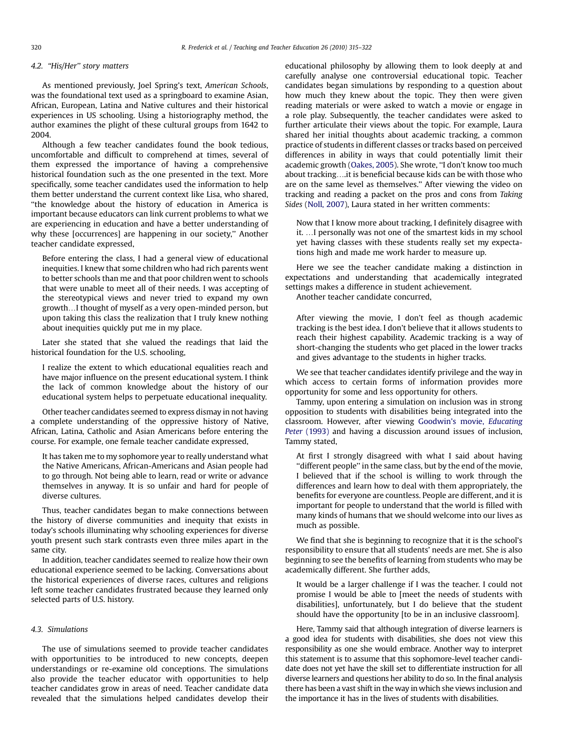### 4.2. "His/Her" story matters

As mentioned previously, Joel Spring's text, *American Schools*, was the foundational text used as a springboard to examine Asian, African, European, Latina and Native cultures and their historical experiences in US schooling. Using a historiography method, the author examines the plight of these cultural groups from 1642 to 2004.

Although a few teacher candidates found the book tedious, uncomfortable and difficult to comprehend at times, several of them expressed the importance of having a comprehensive historical foundation such as the one presented in the text. More specifically, some teacher candidates used the information to help them better understand the current context like Lisa, who shared, "the knowledge about the history of education in America is important because educators can link current problems to what we are experiencing in education and have a better understanding of why these [occurrences] are happening in our society," Another teacher candidate expressed,

> Before entering the class, I had a general view of educational inequities. I knew that some children who had rich parents went to better schools than me and that poor children went to schools that were unable to meet all of their needs. I was accepting of the stereotypical views and never tried to expand my own growth…I thought of myself as a very open-minded person, but upon taking this class the realization that I truly knew nothing about inequities quickly put me in my place.

Later she stated that she valued the readings that laid the historical foundation for the U.S. schooling,

> I realize the extent to which educational equalities reach and have major influence on the present educational system. I think the lack of common knowledge about the history of our educational system helps to perpetuate educational inequality.

Other teacher candidates seemed to express dismay in not having a complete understanding of the oppressive history of Native, African, Latina, Catholic and Asian Americans before entering the course. For example, one female teacher candidate expressed,

> It has taken me to my sophomore year to really understand what the Native Americans, African-Americans and Asian people had to go through. Not being able to learn, read or write or advance themselves in anyway. It is so unfair and hard for people of diverse cultures.

Thus, teacher candidates began to make connections between the history of diverse communities and inequity that exists in today's schools illuminating why schooling experiences for diverse youth present such stark contrasts even three miles apart in the same city.

In addition, teacher candidates seemed to realize how their own educational experience seemed to be lacking. Conversations about the historical experiences of diverse races, cultures and religions left some teacher candidates frustrated because they learned only selected parts of U.S. history.

### 4.3. Simulations

The use of simulations seemed to provide teacher candidates with opportunities to be introduced to new concepts, deepen understandings or re-examine old conceptions. The simulations also provide the teacher educator with opportunities to help teacher candidates grow in areas of need. Teacher candidate data revealed that the simulations helped candidates develop their educational philosophy by allowing them to look deeply at and carefully analyse one controversial educational topic. Teacher candidates began simulations by responding to a question about how much they knew about the topic. They then were given reading materials or were asked to watch a movie or engage in a role play. Subsequently, the teacher candidates were asked to further articulate their views about the topic. For example, Laura shared her initial thoughts about academic tracking, a common practice of students in different classes or tracks based on perceived differences in ability in ways that could potentially limit their academic growth (Oakes, 2005). She wrote, "I don't know too much about tracking….it is beneficial because kids can be with those who are on the same level as themselves." After viewing the video on tracking and reading a packet on the pros and cons from *Taking Sides* (Noll, 2007), Laura stated in her written comments:

> Now that I know more about tracking, I definitely disagree with it. …I personally was not one of the smartest kids in my school yet having classes with these students really set my expectations high and made me work harder to measure up.

Here we see the teacher candidate making a distinction in expectations and understanding that academically integrated settings makes a difference in student achievement.

Another teacher candidate concurred,

> After viewing the movie, I don't feel as though academic tracking is the best idea. I don't believe that it allows students to reach their highest capability. Academic tracking is a way of short-changing the students who get placed in the lower tracks and gives advantage to the students in higher tracks.

We see that teacher candidates identify privilege and the way in which access to certain forms of information provides more opportunity for some and less opportunity for others.

Tammy, upon entering a simulation on inclusion was in strong opposition to students with disabilities being integrated into the classroom. However, after viewing Goodwin's movie, *Educating Peter* (1993) and having a discussion around issues of inclusion, Tammy stated,

> At first I strongly disagreed with what I said about having "different people" in the same class, but by the end of the movie, I believed that if the school is willing to work through the differences and learn how to deal with them appropriately, the benefits for everyone are countless. People are different, and it is important for people to understand that the world is filled with many kinds of humans that we should welcome into our lives as much as possible.

We find that she is beginning to recognize that it is the school's responsibility to ensure that all students' needs are met. She is also beginning to see the benefits of learning from students who may be academically different. She further adds,

> It would be a larger challenge if I was the teacher. I could not promise I would be able to [meet the needs of students with disabilities], unfortunately, but I do believe that the student should have the opportunity [to be in an inclusive classroom].

Here, Tammy said that although integration of diverse learners is a good idea for students with disabilities, she does not view this responsibility as one she would embrace. Another way to interpret this statement is to assume that this sophomore-level teacher candidate does not yet have the skill set to differentiate instruction for all diverse learners and questions her ability to do so. In the final analysis there has been a vast shift in the way in which she views inclusion and the importance it has in the lives of students with disabilities.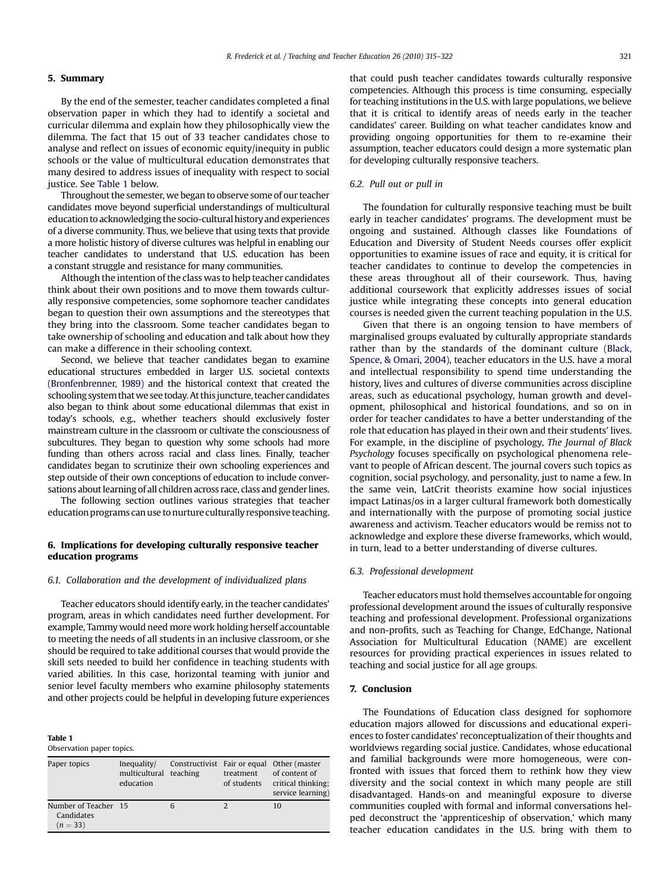## 5. Summary

By the end of the semester, teacher candidates completed a final observation paper in which they had to identify a societal and curricular dilemma and explain how they philosophically view the dilemma. The fact that 15 out of 33 teacher candidates chose to analyse and reflect on issues of economic equity/inequity in public schools or the value of multicultural education demonstrates that many desired to address issues of inequality with respect to social justice. See Table 1 below.

Throughout the semester, we began to observe some of our teacher candidates move beyond superficial understandings of multicultural education to acknowledging the socio-cultural history and experiences of a diverse community. Thus, we believe that using texts that provide a more holistic history of diverse cultures was helpful in enabling our teacher candidates to understand that U.S. education has been a constant struggle and resistance for many communities.

Although the intention of the class was to help teacher candidates think about their own positions and to move them towards culturally responsive competencies, some sophomore teacher candidates began to question their own assumptions and the stereotypes that they bring into the classroom. Some teacher candidates began to take ownership of schooling and education and talk about how they can make a difference in their schooling context.

Second, we believe that teacher candidates began to examine educational structures embedded in larger U.S. societal contexts (Bronfenbrenner, 1989) and the historical context that created the schooling system that we see today. At this juncture, teacher candidates also began to think about some educational dilemmas that exist in today's schools, e.g., whether teachers should exclusively foster mainstream culture in the classroom or cultivate the consciousness of subcultures. They began to question why some schools had more funding than others across racial and class lines. Finally, teacher candidates began to scrutinize their own schooling experiences and step outside of their own conceptions of education to include conversations about learning of all children across race, class and gender lines.

The following section outlines various strategies that teacher education programs can use to nurture culturally responsive teaching.

## 6. Implications for developing culturally responsive teacher education programs

### 6.1. Collaboration and the development of individualized plans

Teacher educators should identify early, in the teacher candidates' program, areas in which candidates need further development. For example, Tammy would need more work holding herself accountable to meeting the needs of all students in an inclusive classroom, or she should be required to take additional courses that would provide the skill sets needed to build her confidence in teaching students with varied abilities. In this case, horizontal teaming with junior and senior level faculty members who examine philosophy statements and other projects could be helpful in developing future experiences that could push teacher candidates towards culturally responsive competencies. Although this process is time consuming, especially for teaching institutions in the U.S. with large populations, we believe that it is critical to identify areas of needs early in the teacher candidates' career. Building on what teacher candidates know and providing ongoing opportunities for them to re-examine their assumption, teacher educators could design a more systematic plan for developing culturally responsive teachers.

**Table 1**
Observation paper topics.

| Paper topics | Inequality/ multicultural education | Constructivist teaching | Fair or equal treatment of students | Other (master of content of critical thinking; service learning) |
|---|---|---|---|---|
| Number of Teacher Candidates ($n = 33$) | 15 | 6 | 2 | 10 |

### 6.2. Pull out or pull in

The foundation for culturally responsive teaching must be built early in teacher candidates' programs. The development must be ongoing and sustained. Although classes like Foundations of Education and Diversity of Student Needs courses offer explicit opportunities to examine issues of race and equity, it is critical for teacher candidates to continue to develop the competencies in these areas throughout all of their coursework. Thus, having additional coursework that explicitly addresses issues of social justice while integrating these concepts into general education courses is needed given the current teaching population in the U.S.

Given that there is an ongoing tension to have members of marginalised groups evaluated by culturally appropriate standards rather than by the standards of the dominant culture (Black, Spence, & Omari, 2004), teacher educators in the U.S. have a moral and intellectual responsibility to spend time understanding the history, lives and cultures of diverse communities across discipline areas, such as educational psychology, human growth and development, philosophical and historical foundations, and so on in order for teacher candidates to have a better understanding of the role that education has played in their own and their students' lives. For example, in the discipline of psychology, *The Journal of Black Psychology* focuses specifically on psychological phenomena relevant to people of African descent. The journal covers such topics as cognition, social psychology, and personality, just to name a few. In the same vein, LatCrit theorists examine how social injustices impact Latinas/os in a larger cultural framework both domestically and internationally with the purpose of promoting social justice awareness and activism. Teacher educators would be remiss not to acknowledge and explore these diverse frameworks, which would, in turn, lead to a better understanding of diverse cultures.

### 6.3. Professional development

Teacher educators must hold themselves accountable for ongoing professional development around the issues of culturally responsive teaching and professional development. Professional organizations and non-profits, such as Teaching for Change, EdChange, National Association for Multicultural Education (NAME) are excellent resources for providing practical experiences in issues related to teaching and social justice for all age groups.

## 7. Conclusion

The Foundations of Education class designed for sophomore education majors allowed for discussions and educational experiences to foster candidates' reconceptualization of their thoughts and worldviews regarding social justice. Candidates, whose educational and familial backgrounds were more homogeneous, were confronted with issues that forced them to rethink how they view diversity and the social context in which many people are still disadvantaged. Hands-on and meaningful exposure to diverse communities coupled with formal and informal conversations helped deconstruct the 'apprenticeship of observation,' which many teacher education candidates in the U.S. bring with them to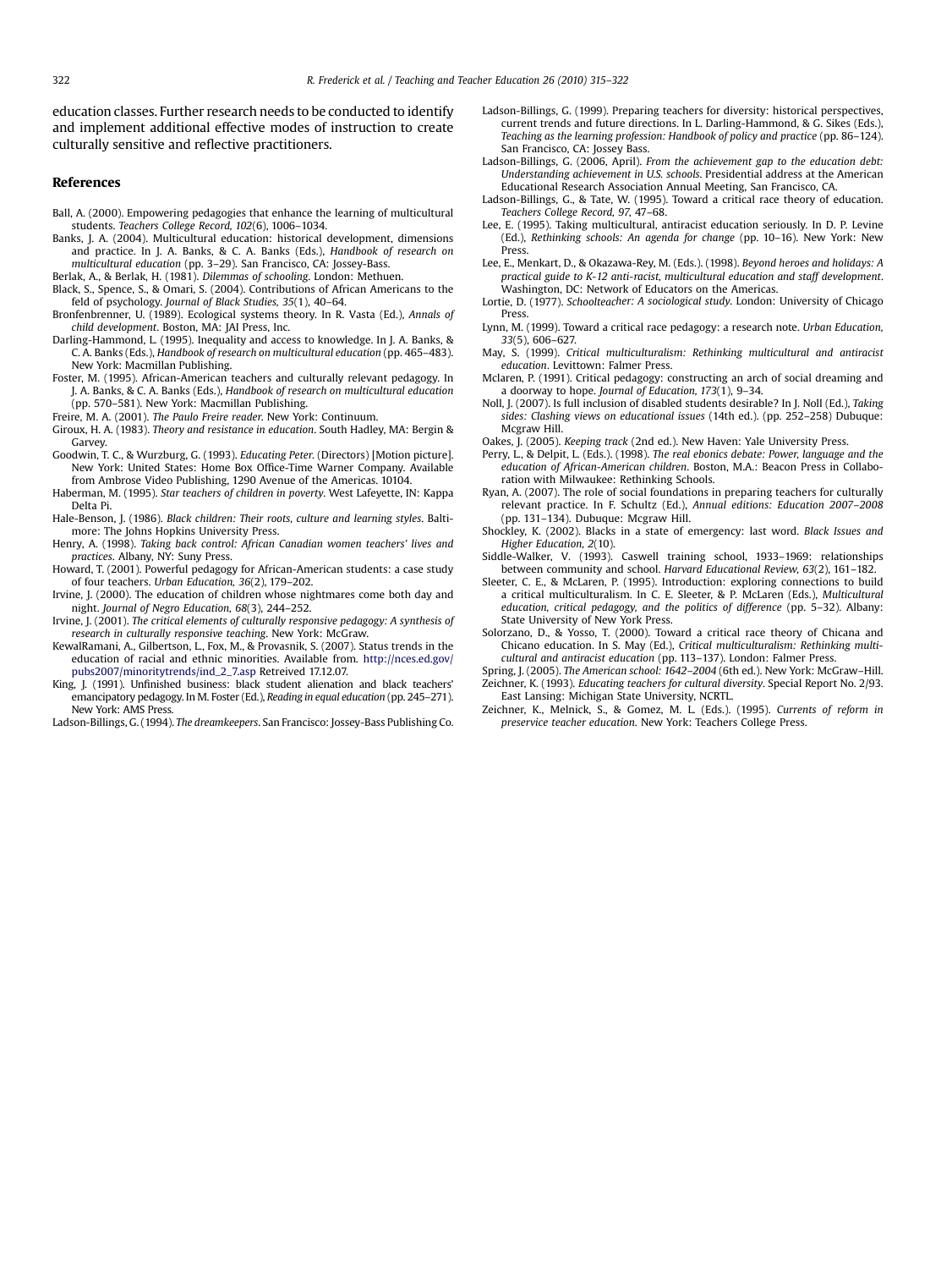education classes. Further research needs to be conducted to identify and implement additional effective modes of instruction to create culturally sensitive and reflective practitioners.

## References

Ball, A. (2000). Empowering pedagogies that enhance the learning of multicultural students. *Teachers College Record, 102*(6), 1006–1034.

Banks, J. A. (2004). Multicultural education: historical development, dimensions and practice. In J. A. Banks, & C. A. Banks (Eds.), *Handbook of research on multicultural education* (pp. 3–29). San Francisco, CA: Jossey-Bass.

Berlak, A., & Berlak, H. (1981). *Dilemmas of schooling*. London: Methuen.

Black, S., Spence, S., & Omari, S. (2004). Contributions of African Americans to the feld of psychology. *Journal of Black Studies, 35*(1), 40–64.

Bronfenbrenner, U. (1989). Ecological systems theory. In R. Vasta (Ed.), *Annals of child development*. Boston, MA: JAI Press, Inc.

Darling-Hammond, L. (1995). Inequality and access to knowledge. In J. A. Banks, & C. A. Banks (Eds.), *Handbook of research on multicultural education* (pp. 465–483). New York: Macmillan Publishing.

Foster, M. (1995). African-American teachers and culturally relevant pedagogy. In J. A. Banks, & C. A. Banks (Eds.), *Handbook of research on multicultural education* (pp. 570–581). New York: Macmillan Publishing.

Freire, M. A. (2001). *The Paulo Freire reader*. New York: Continuum.

Giroux, H. A. (1983). *Theory and resistance in education*. South Hadley, MA: Bergin & Garvey.

Goodwin, T. C., & Wurzburg, G. (1993). *Educating Peter*. (Directors) [Motion picture]. New York: United States: Home Box Office-Time Warner Company. Available from Ambrose Video Publishing, 1290 Avenue of the Americas. 10104.

Haberman, M. (1995). *Star teachers of children in poverty*. West Lafeyette, IN: Kappa Delta Pi.

Hale-Benson, J. (1986). *Black children: Their roots, culture and learning styles*. Baltimore: The Johns Hopkins University Press.

Henry, A. (1998). *Taking back control: African Canadian women teachers' lives and practices*. Albany, NY: Suny Press.

Howard, T. (2001). Powerful pedagogy for African-American students: a case study of four teachers. *Urban Education, 36*(2), 179–202.

Irvine, J. (2000). The education of children whose nightmares come both day and night. *Journal of Negro Education, 68*(3), 244–252.

Irvine, J. (2001). *The critical elements of culturally responsive pedagogy: A synthesis of research in culturally responsive teaching*. New York: McGraw.

KewalRamani, A., Gilbertson, L., Fox, M., & Provasnik, S. (2007). Status trends in the education of racial and ethnic minorities. Available from. http://nces.ed.gov/pubs2007/minoritytrends/ind_2_7.asp Retreived 17.12.07.

King, J. (1991). Unfinished business: black student alienation and black teachers' emancipatory pedagogy. In M. Foster (Ed.), *Reading in equal education* (pp. 245–271). New York: AMS Press.

Ladson-Billings, G. (1994). *The dreamkeepers*. San Francisco: Jossey-Bass Publishing Co.

Ladson-Billings, G. (1999). Preparing teachers for diversity: historical perspectives, current trends and future directions. In L. Darling-Hammond, & G. Sikes (Eds.), *Teaching as the learning profession: Handbook of policy and practice* (pp. 86–124). San Francisco, CA: Jossey Bass.

Ladson-Billings, G. (2006, April). *From the achievement gap to the education debt: Understanding achievement in U.S. schools*. Presidential address at the American Educational Research Association Annual Meeting, San Francisco, CA.

Ladson-Billings, G., & Tate, W. (1995). Toward a critical race theory of education. *Teachers College Record, 97*, 47–68.

Lee, E. (1995). Taking multicultural, antiracist education seriously. In D. P. Levine (Ed.), *Rethinking schools: An agenda for change* (pp. 10–16). New York: New Press.

Lee, E., Menkart, D., & Okazawa-Rey, M. (Eds.). (1998). *Beyond heroes and holidays: A practical guide to K-12 anti-racist, multicultural education and staff development*. Washington, DC: Network of Educators on the Americas.

Lortie, D. (1977). *Schoolteacher: A sociological study*. London: University of Chicago Press.

Lynn, M. (1999). Toward a critical race pedagogy: a research note. *Urban Education, 33*(5), 606–627.

May, S. (1999). *Critical multiculturalism: Rethinking multicultural and antiracist education*. Levittown: Falmer Press.

Mclaren, P. (1991). Critical pedagogy: constructing an arch of social dreaming and a doorway to hope. *Journal of Education, 173*(1), 9–34.

Noll, J. (2007). Is full inclusion of disabled students desirable? In J. Noll (Ed.), *Taking sides: Clashing views on educational issues* (14th ed.). (pp. 252–258) Dubuque: Mcgraw Hill.

Oakes, J. (2005). *Keeping track* (2nd ed.). New Haven: Yale University Press.

Perry, L., & Delpit, L. (Eds.). (1998). *The real ebonics debate: Power, language and the education of African-American children*. Boston, M.A.: Beacon Press in Collaboration with Milwaukee: Rethinking Schools.

Ryan, A. (2007). The role of social foundations in preparing teachers for culturally relevant practice. In F. Schultz (Ed.), *Annual editions: Education 2007–2008* (pp. 131–134). Dubuque: Mcgraw Hill.

Shockley, K. (2002). Blacks in a state of emergency: last word. *Black Issues and Higher Education, 2*(10).

Siddle-Walker, V. (1993). Caswell training school, 1933–1969: relationships between community and school. *Harvard Educational Review, 63*(2), 161–182.

Sleeter, C. E., & McLaren, P. (1995). Introduction: exploring connections to build a critical multiculturalism. In C. E. Sleeter, & P. McLaren (Eds.), *Multicultural education, critical pedagogy, and the politics of difference* (pp. 5–32). Albany: State University of New York Press.

Solorzano, D., & Yosso, T. (2000). Toward a critical race theory of Chicana and Chicano education. In S. May (Ed.), *Critical multiculturalism: Rethinking multicultural and antiracist education* (pp. 113–137). London: Falmer Press.

Spring, J. (2005). *The American school: 1642–2004* (6th ed.). New York: McGraw–Hill.

Zeichner, K. (1993). *Educating teachers for cultural diversity*. Special Report No. 2/93. East Lansing: Michigan State University, NCRTL.

Zeichner, K., Melnick, S., & Gomez, M. L. (Eds.). (1995). *Currents of reform in preservice teacher education*. New York: Teachers College Press.